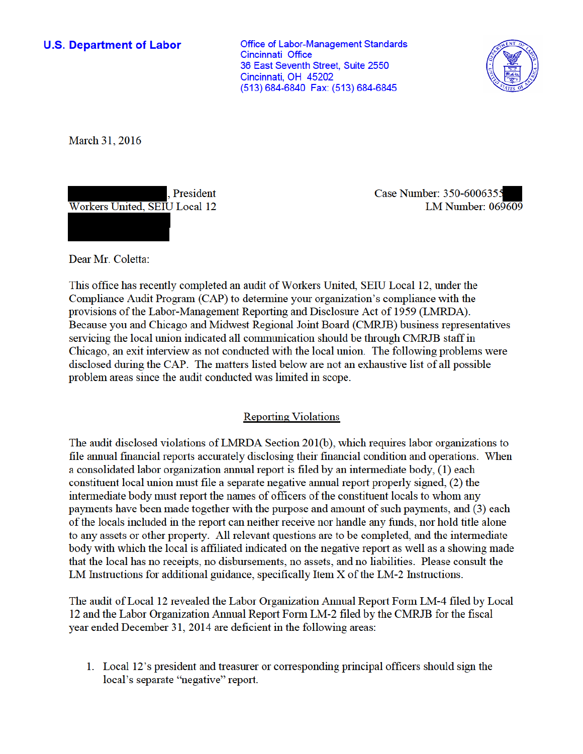**U.S. Department of Labor**

Office of Labor-Management Standards
Cincinnati Office
36 East Seventh Street, Suite 2550
Cincinnati, OH 45202
(513) 684-6840 Fax: (513) 684-6845

March 31, 2016

, President
Workers United, SEIU Local 12

Case Number: 350-6006355
LM Number: 069609

Dear Mr. Coletta:

This office has recently completed an audit of Workers United, SEIU Local 12, under the Compliance Audit Program (CAP) to determine your organization's compliance with the provisions of the Labor-Management Reporting and Disclosure Act of 1959 (LMRDA). Because you and Chicago and Midwest Regional Joint Board (CMRJB) business representatives servicing the local union indicated all communication should be through CMRJB staff in Chicago, an exit interview as not conducted with the local union. The following problems were disclosed during the CAP. The matters listed below are not an exhaustive list of all possible problem areas since the audit conducted was limited in scope.

## Reporting Violations

The audit disclosed violations of LMRDA Section 201(b), which requires labor organizations to file annual financial reports accurately disclosing their financial condition and operations. When a consolidated labor organization annual report is filed by an intermediate body, (1) each constituent local union must file a separate negative annual report properly signed, (2) the intermediate body must report the names of officers of the constituent locals to whom any payments have been made together with the purpose and amount of such payments, and (3) each of the locals included in the report can neither receive nor handle any funds, nor hold title alone to any assets or other property. All relevant questions are to be completed, and the intermediate body with which the local is affiliated indicated on the negative report as well as a showing made that the local has no receipts, no disbursements, no assets, and no liabilities. Please consult the LM Instructions for additional guidance, specifically Item X of the LM-2 Instructions.

The audit of Local 12 revealed the Labor Organization Annual Report Form LM-4 filed by Local 12 and the Labor Organization Annual Report Form LM-2 filed by the CMRJB for the fiscal year ended December 31, 2014 are deficient in the following areas:

1. Local 12's president and treasurer or corresponding principal officers should sign the local's separate "negative" report.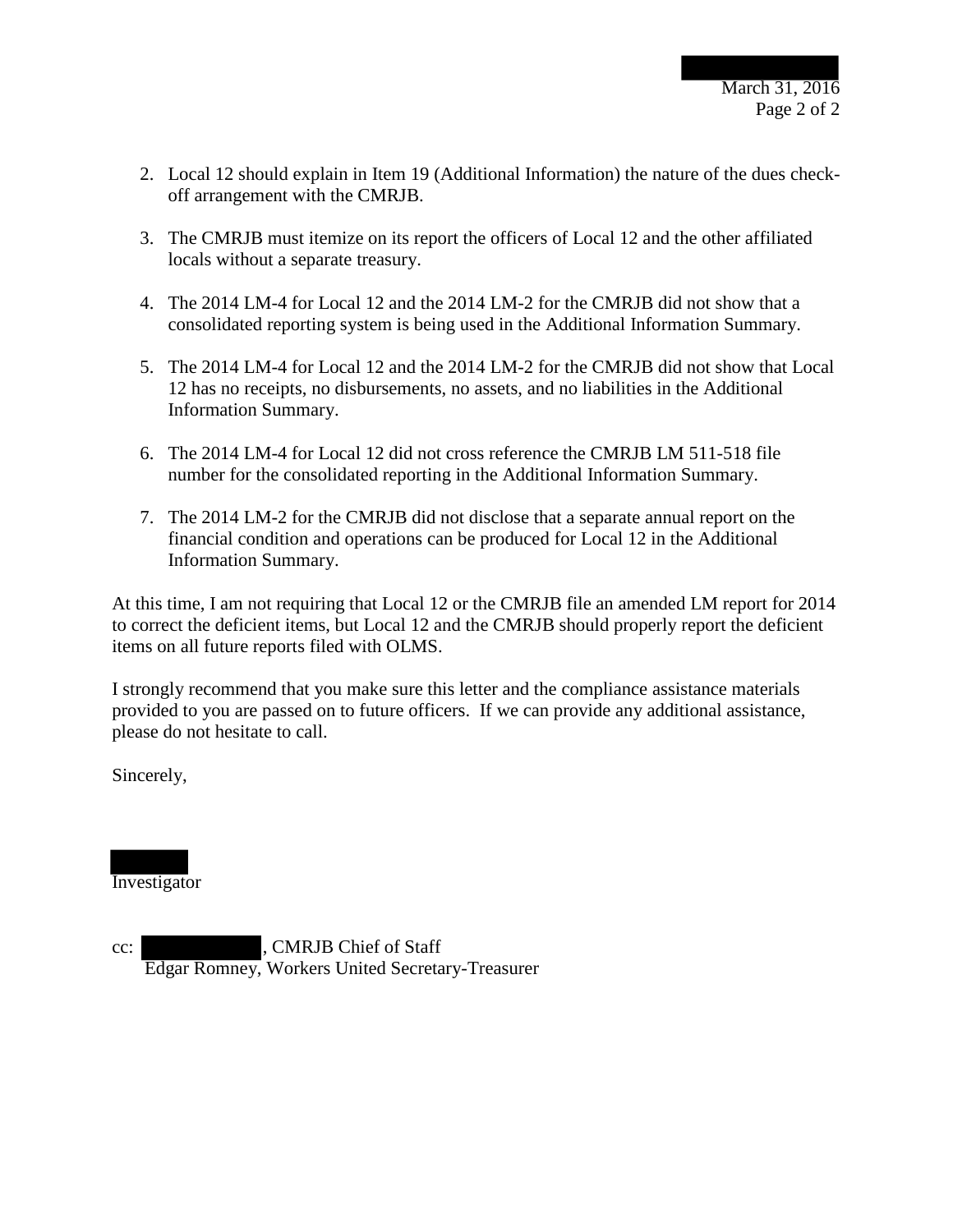2. Local 12 should explain in Item 19 (Additional Information) the nature of the dues check-off arrangement with the CMRJB.

3. The CMRJB must itemize on its report the officers of Local 12 and the other affiliated locals without a separate treasury.

4. The 2014 LM-4 for Local 12 and the 2014 LM-2 for the CMRJB did not show that a consolidated reporting system is being used in the Additional Information Summary.

5. The 2014 LM-4 for Local 12 and the 2014 LM-2 for the CMRJB did not show that Local 12 has no receipts, no disbursements, no assets, and no liabilities in the Additional Information Summary.

6. The 2014 LM-4 for Local 12 did not cross reference the CMRJB LM 511-518 file number for the consolidated reporting in the Additional Information Summary.

7. The 2014 LM-2 for the CMRJB did not disclose that a separate annual report on the financial condition and operations can be produced for Local 12 in the Additional Information Summary.

At this time, I am not requiring that Local 12 or the CMRJB file an amended LM report for 2014 to correct the deficient items, but Local 12 and the CMRJB should properly report the deficient items on all future reports filed with OLMS.

I strongly recommend that you make sure this letter and the compliance assistance materials provided to you are passed on to future officers. If we can provide any additional assistance, please do not hesitate to call.

Sincerely,

Investigator

cc: , CMRJB Chief of Staff
Edgar Romney, Workers United Secretary-Treasurer